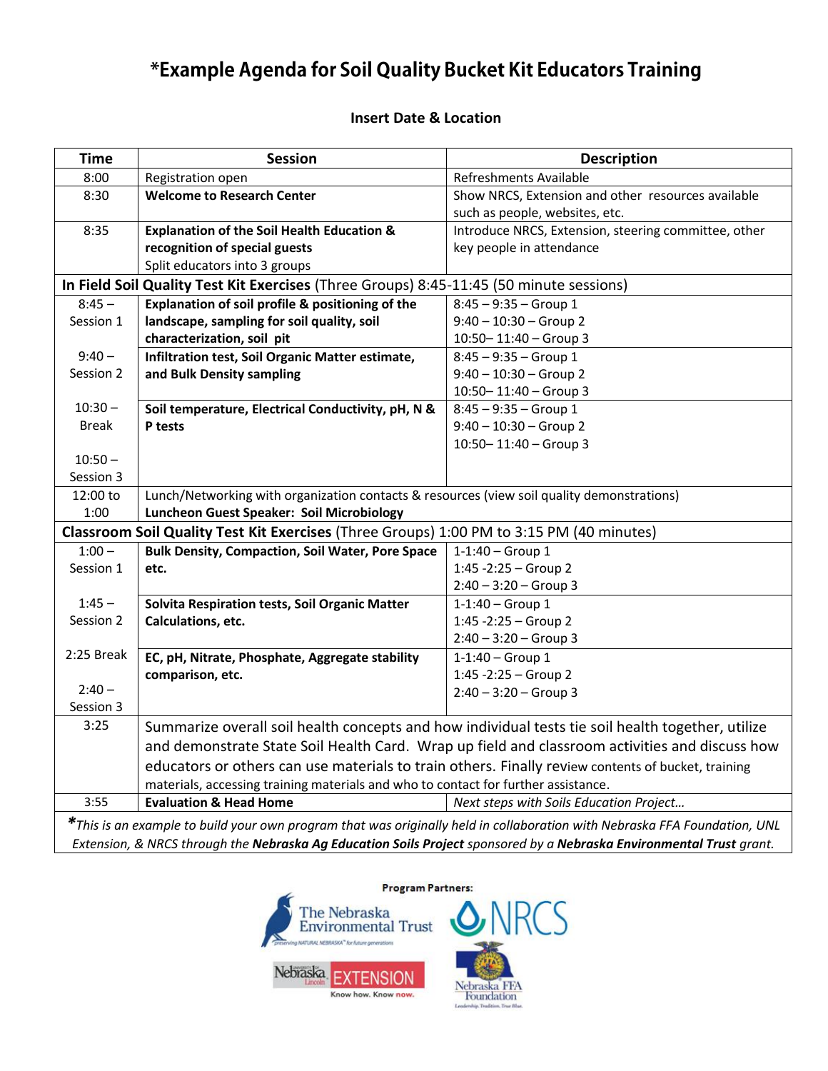# *Example Agenda for Soil Quality Bucket Kit Educators Training

**Insert Date & Location**

| Time | Session | Description |
|---|---|---|
| 8:00 | Registration open | Refreshments Available |
| 8:30 | **Welcome to Research Center** | Show NRCS, Extension and other resources available such as people, websites, etc. |
| 8:35 | **Explanation of the Soil Health Education & recognition of special guests**<br>Split educators into 3 groups | Introduce NRCS, Extension, steering committee, other key people in attendance |
| **In Field Soil Quality Test Kit Exercises** (Three Groups) 8:45-11:45 (50 minute sessions) | | |
| 8:45 – Session 1 | **Explanation of soil profile & positioning of the landscape, sampling for soil quality, soil characterization, soil pit** | 8:45 – 9:35 – Group 1<br>9:40 – 10:30 – Group 2<br>10:50– 11:40 – Group 3 |
| 9:40 – Session 2 | **Infiltration test, Soil Organic Matter estimate, and Bulk Density sampling** | 8:45 – 9:35 – Group 1<br>9:40 – 10:30 – Group 2<br>10:50– 11:40 – Group 3 |
| 10:30 – Break<br><br>10:50 – Session 3 | **Soil temperature, Electrical Conductivity, pH, N & P tests** | 8:45 – 9:35 – Group 1<br>9:40 – 10:30 – Group 2<br>10:50– 11:40 – Group 3 |
| 12:00 to 1:00 | Lunch/Networking with organization contacts & resources (view soil quality demonstrations)<br>**Luncheon Guest Speaker: Soil Microbiology** | |
| **Classroom Soil Quality Test Kit Exercises** (Three Groups) 1:00 PM to 3:15 PM (40 minutes) | | |
| 1:00 – Session 1 | **Bulk Density, Compaction, Soil Water, Pore Space etc.** | 1-1:40 – Group 1<br>1:45 -2:25 – Group 2<br>2:40 – 3:20 – Group 3 |
| 1:45 – Session 2 | **Solvita Respiration tests, Soil Organic Matter Calculations, etc.** | 1-1:40 – Group 1<br>1:45 -2:25 – Group 2<br>2:40 – 3:20 – Group 3 |
| 2:25 Break<br><br>2:40 – Session 3 | **EC, pH, Nitrate, Phosphate, Aggregate stability comparison, etc.** | 1-1:40 – Group 1<br>1:45 -2:25 – Group 2<br>2:40 – 3:20 – Group 3 |
| 3:25 | Summarize overall soil health concepts and how individual tests tie soil health together, utilize and demonstrate State Soil Health Card. Wrap up field and classroom activities and discuss how educators or others can use materials to train others. Finally review contents of bucket, training materials, accessing training materials and who to contact for further assistance. | |
| 3:55 | **Evaluation & Head Home** | *Next steps with Soils Education Project…* |

**\***This is an example to build your own program that was originally held in collaboration with Nebraska FFA Foundation, UNL Extension, & NRCS through the **Nebraska Ag Education Soils Project** sponsored by a **Nebraska Environmental Trust** grant.*

**Program Partners:**

The Nebraska Environmental Trust — Preserving NATURAL NEBRASKA for future generations

NRCS

Nebraska Lincoln EXTENSION — Know how. Know now.

Nebraska FFA Foundation — Leadership. Tradition. True Blue.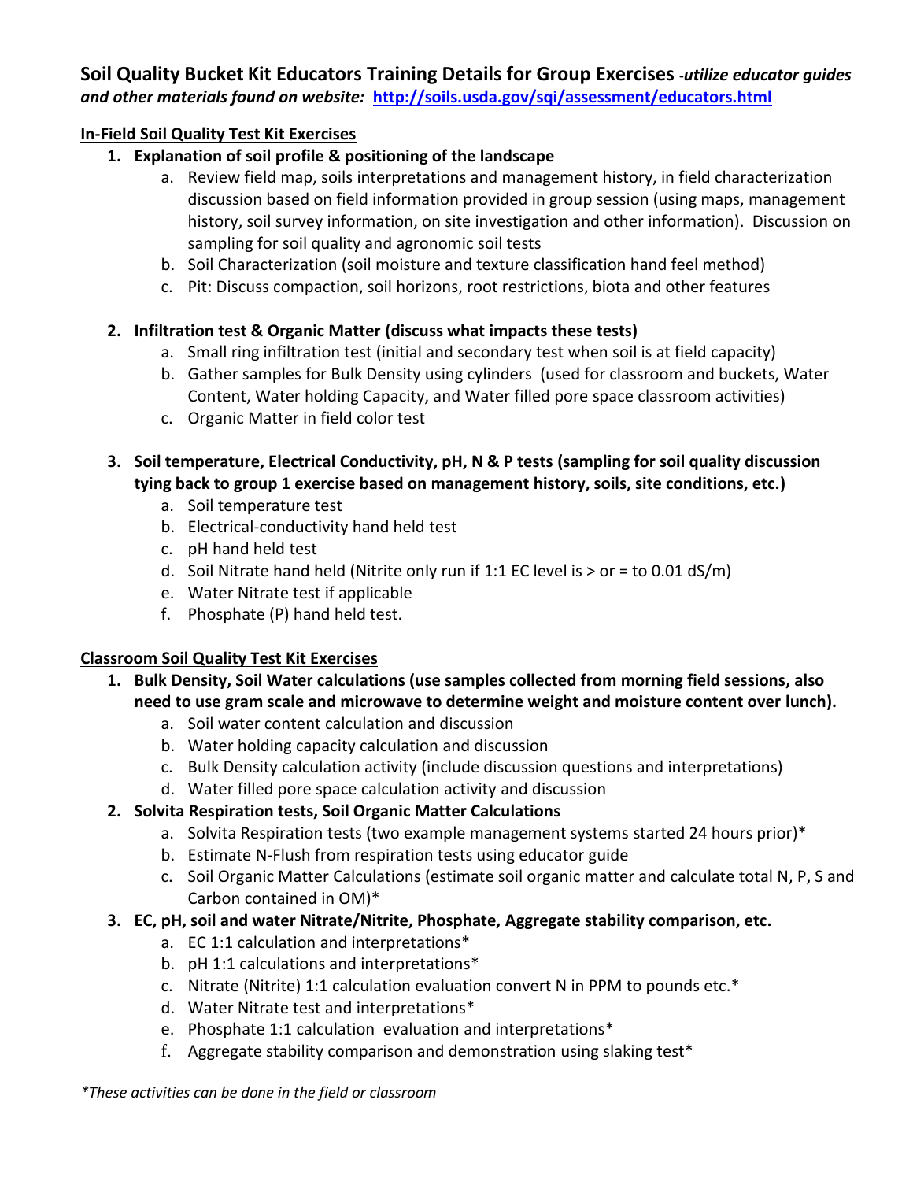**Soil Quality Bucket Kit Educators Training Details for Group Exercises** *-utilize educator guides and other materials found on website:* **http://soils.usda.gov/sqi/assessment/educators.html**

**In-Field Soil Quality Test Kit Exercises**

1. **Explanation of soil profile & positioning of the landscape**
   a. Review field map, soils interpretations and management history, in field characterization discussion based on field information provided in group session (using maps, management history, soil survey information, on site investigation and other information). Discussion on sampling for soil quality and agronomic soil tests
   b. Soil Characterization (soil moisture and texture classification hand feel method)
   c. Pit: Discuss compaction, soil horizons, root restrictions, biota and other features

2. **Infiltration test & Organic Matter (discuss what impacts these tests)**
   a. Small ring infiltration test (initial and secondary test when soil is at field capacity)
   b. Gather samples for Bulk Density using cylinders (used for classroom and buckets, Water Content, Water holding Capacity, and Water filled pore space classroom activities)
   c. Organic Matter in field color test

3. **Soil temperature, Electrical Conductivity, pH, N & P tests (sampling for soil quality discussion tying back to group 1 exercise based on management history, soils, site conditions, etc.)**
   a. Soil temperature test
   b. Electrical-conductivity hand held test
   c. pH hand held test
   d. Soil Nitrate hand held (Nitrite only run if 1:1 EC level is > or = to 0.01 dS/m)
   e. Water Nitrate test if applicable
   f. Phosphate (P) hand held test.

**Classroom Soil Quality Test Kit Exercises**

1. **Bulk Density, Soil Water calculations (use samples collected from morning field sessions, also need to use gram scale and microwave to determine weight and moisture content over lunch).**
   a. Soil water content calculation and discussion
   b. Water holding capacity calculation and discussion
   c. Bulk Density calculation activity (include discussion questions and interpretations)
   d. Water filled pore space calculation activity and discussion
2. **Solvita Respiration tests, Soil Organic Matter Calculations**
   a. Solvita Respiration tests (two example management systems started 24 hours prior)*
   b. Estimate N-Flush from respiration tests using educator guide
   c. Soil Organic Matter Calculations (estimate soil organic matter and calculate total N, P, S and Carbon contained in OM)*
3. **EC, pH, soil and water Nitrate/Nitrite, Phosphate, Aggregate stability comparison, etc.**
   a. EC 1:1 calculation and interpretations*
   b. pH 1:1 calculations and interpretations*
   c. Nitrate (Nitrite) 1:1 calculation evaluation convert N in PPM to pounds etc.*
   d. Water Nitrate test and interpretations*
   e. Phosphate 1:1 calculation evaluation and interpretations*
   f. Aggregate stability comparison and demonstration using slaking test*

*\*These activities can be done in the field or classroom*